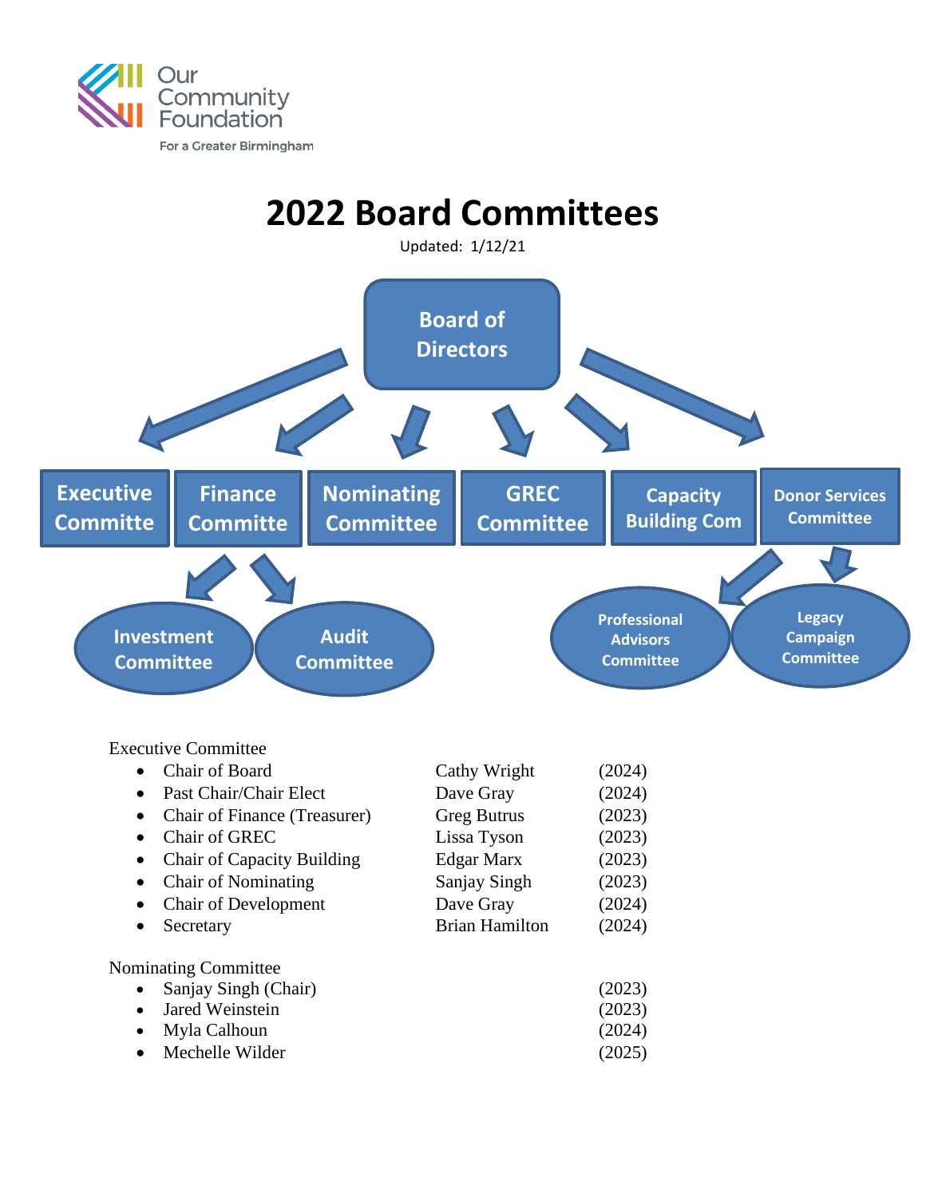Our Community Foundation

For a Greater Birmingham

# 2022 Board Committees

Updated: 1/12/21

Board of Directors

Executive Committe | Finance Committe | Nominating Committee | GREC Committee | Capacity Building Com | Donor Services Committee

Investment Committee | Audit Committee | Professional Advisors Committee | Legacy Campaign Committee

Executive Committee

- Chair of Board — Cathy Wright (2024)
- Past Chair/Chair Elect — Dave Gray (2024)
- Chair of Finance (Treasurer) — Greg Butrus (2023)
- Chair of GREC — Lissa Tyson (2023)
- Chair of Capacity Building — Edgar Marx (2023)
- Chair of Nominating — Sanjay Singh (2023)
- Chair of Development — Dave Gray (2024)
- Secretary — Brian Hamilton (2024)

Nominating Committee

- Sanjay Singh (Chair) (2023)
- Jared Weinstein (2023)
- Myla Calhoun (2024)
- Mechelle Wilder (2025)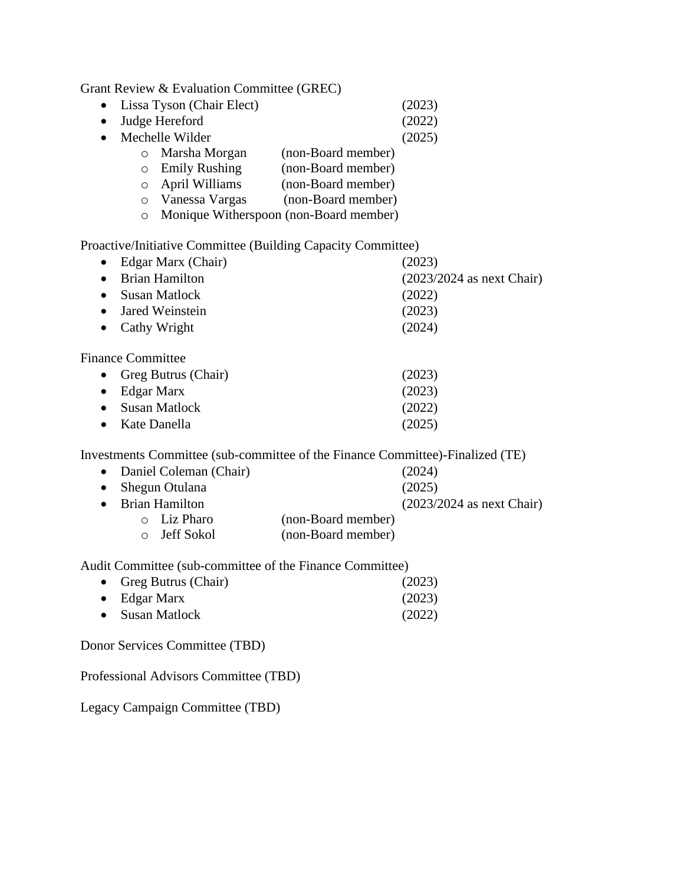Grant Review & Evaluation Committee (GREC)

- Lissa Tyson (Chair Elect) (2023)
- Judge Hereford (2022)
- Mechelle Wilder (2025)
  - Marsha Morgan (non-Board member)
  - Emily Rushing (non-Board member)
  - April Williams (non-Board member)
  - Vanessa Vargas (non-Board member)
  - Monique Witherspoon (non-Board member)

Proactive/Initiative Committee (Building Capacity Committee)

- Edgar Marx (Chair) (2023)
- Brian Hamilton (2023/2024 as next Chair)
- Susan Matlock (2022)
- Jared Weinstein (2023)
- Cathy Wright (2024)

Finance Committee

- Greg Butrus (Chair) (2023)
- Edgar Marx (2023)
- Susan Matlock (2022)
- Kate Danella (2025)

Investments Committee (sub-committee of the Finance Committee)-Finalized (TE)

- Daniel Coleman (Chair) (2024)
- Shegun Otulana (2025)
- Brian Hamilton (2023/2024 as next Chair)
  - Liz Pharo (non-Board member)
  - Jeff Sokol (non-Board member)

Audit Committee (sub-committee of the Finance Committee)

- Greg Butrus (Chair) (2023)
- Edgar Marx (2023)
- Susan Matlock (2022)

Donor Services Committee (TBD)

Professional Advisors Committee (TBD)

Legacy Campaign Committee (TBD)